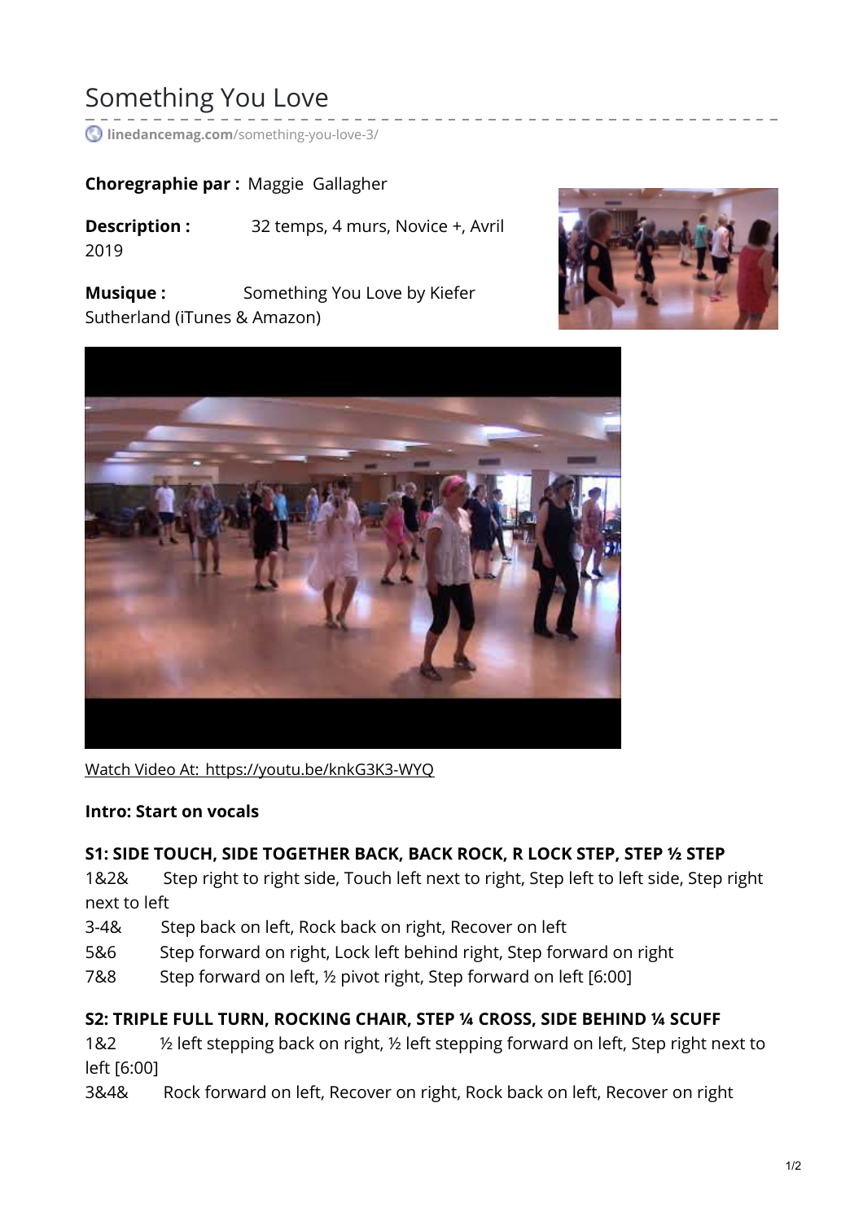# Something You Love

linedancemag.com/something-you-love-3/

**Choregraphie par :** Maggie Gallagher

**Description :** 32 temps, 4 murs, Novice +, Avril 2019

**Musique :** Something You Love by Kiefer Sutherland (iTunes & Amazon)

Watch Video At: https://youtu.be/knkG3K3-WYQ

**Intro: Start on vocals**

**S1: SIDE TOUCH, SIDE TOGETHER BACK, BACK ROCK, R LOCK STEP, STEP ½ STEP**

1&2& Step right to right side, Touch left next to right, Step left to left side, Step right next to left

3-4& Step back on left, Rock back on right, Recover on left

5&6 Step forward on right, Lock left behind right, Step forward on right

7&8 Step forward on left, ½ pivot right, Step forward on left [6:00]

**S2: TRIPLE FULL TURN, ROCKING CHAIR, STEP ¼ CROSS, SIDE BEHIND ¼ SCUFF**

1&2 ½ left stepping back on right, ½ left stepping forward on left, Step right next to left [6:00]

3&4& Rock forward on left, Recover on right, Rock back on left, Recover on right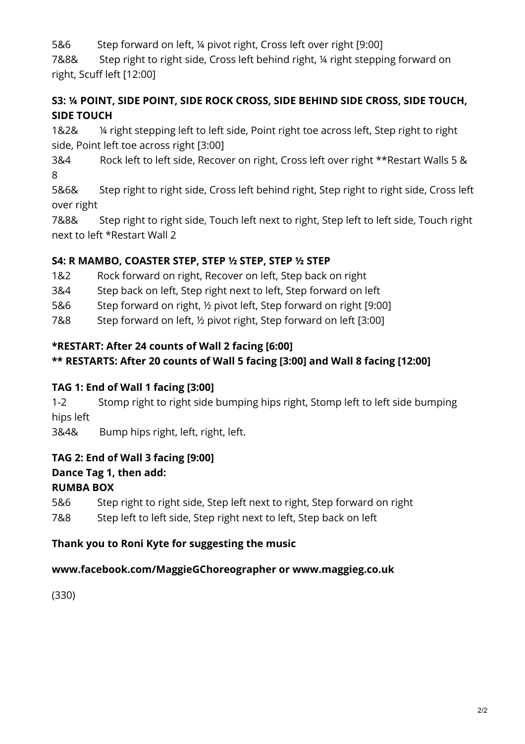5&6 Step forward on left, ¼ pivot right, Cross left over right [9:00]

7&8& Step right to right side, Cross left behind right, ¼ right stepping forward on right, Scuff left [12:00]

**S3: ¼ POINT, SIDE POINT, SIDE ROCK CROSS, SIDE BEHIND SIDE CROSS, SIDE TOUCH, SIDE TOUCH**

1&2& ¼ right stepping left to left side, Point right toe across left, Step right to right side, Point left toe across right [3:00]

3&4 Rock left to left side, Recover on right, Cross left over right **Restart Walls 5 & 8

5&6& Step right to right side, Cross left behind right, Step right to right side, Cross left over right

7&8& Step right to right side, Touch left next to right, Step left to left side, Touch right next to left *Restart Wall 2

**S4: R MAMBO, COASTER STEP, STEP ½ STEP, STEP ½ STEP**

1&2 Rock forward on right, Recover on left, Step back on right

3&4 Step back on left, Step right next to left, Step forward on left

5&6 Step forward on right, ½ pivot left, Step forward on right [9:00]

7&8 Step forward on left, ½ pivot right, Step forward on left [3:00]

**\*RESTART: After 24 counts of Wall 2 facing [6:00]**

**\*\* RESTARTS: After 20 counts of Wall 5 facing [3:00] and Wall 8 facing [12:00]**

**TAG 1: End of Wall 1 facing [3:00]**

1-2 Stomp right to right side bumping hips right, Stomp left to left side bumping hips left

3&4& Bump hips right, left, right, left.

**TAG 2: End of Wall 3 facing [9:00]**

**Dance Tag 1, then add:**

**RUMBA BOX**

5&6 Step right to right side, Step left next to right, Step forward on right

7&8 Step left to left side, Step right next to left, Step back on left

**Thank you to Roni Kyte for suggesting the music**

**www.facebook.com/MaggieGChoreographer or www.maggieg.co.uk**

(330)